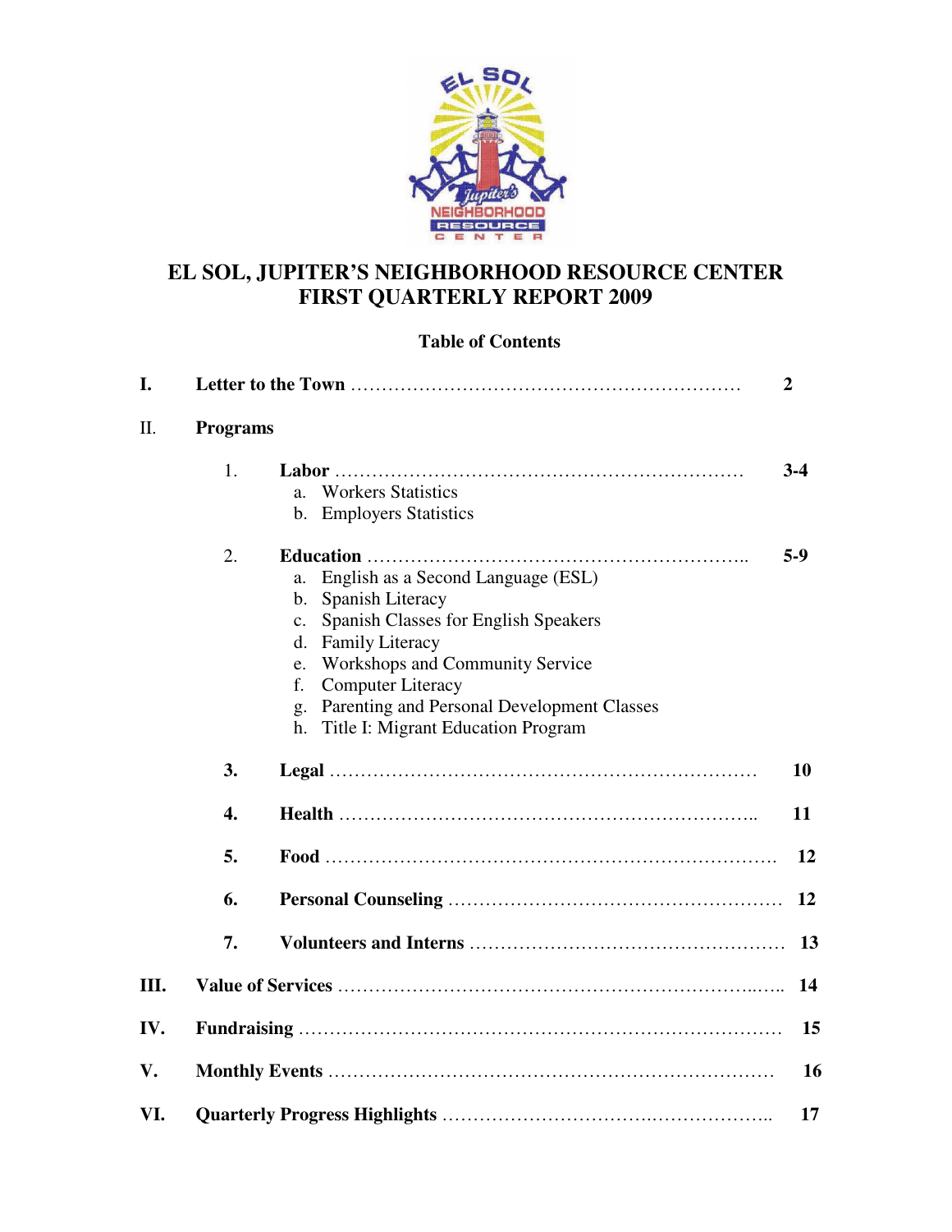# EL SOL, JUPITER'S NEIGHBORHOOD RESOURCE CENTER
# FIRST QUARTERLY REPORT 2009

## Table of Contents

**I. Letter to the Town** ........................................................ **2**

II. **Programs**

1. **Labor** ........................................................ **3-4**
   a. Workers Statistics
   b. Employers Statistics

2. **Education** ........................................................ **5-9**
   a. English as a Second Language (ESL)
   b. Spanish Literacy
   c. Spanish Classes for English Speakers
   d. Family Literacy
   e. Workshops and Community Service
   f. Computer Literacy
   g. Parenting and Personal Development Classes
   h. Title I: Migrant Education Program

3. **Legal** ........................................................ **10**

4. **Health** ........................................................ **11**

5. **Food** ........................................................ **12**

6. **Personal Counseling** ........................................................ **12**

7. **Volunteers and Interns** ........................................................ **13**

**III. Value of Services** ........................................................ **14**

**IV. Fundraising** ........................................................ **15**

**V. Monthly Events** ........................................................ **16**

**VI. Quarterly Progress Highlights** ........................................................ **17**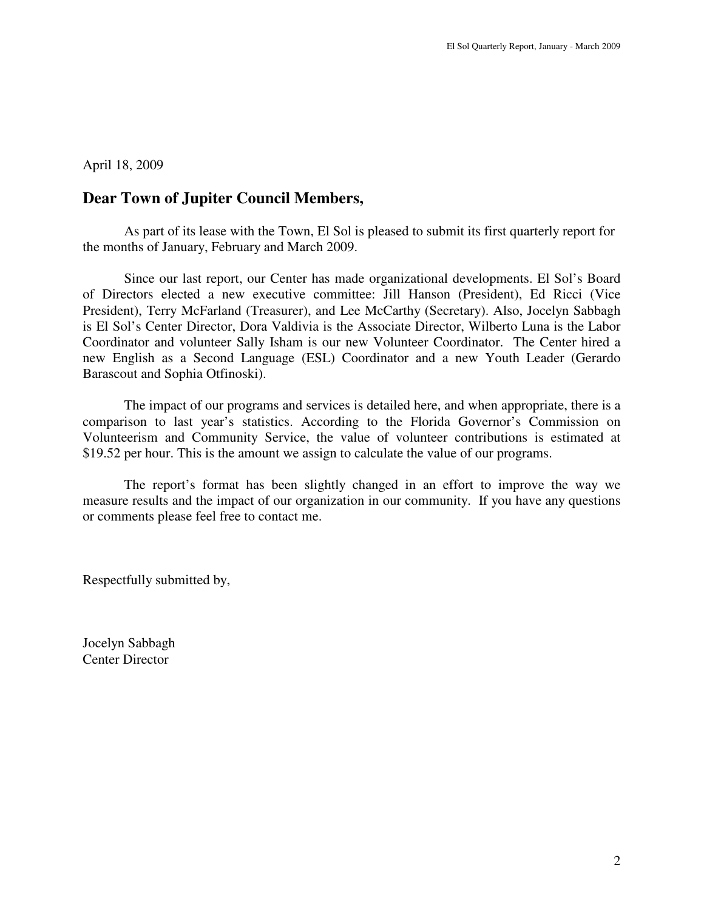April 18, 2009

## Dear Town of Jupiter Council Members,

As part of its lease with the Town, El Sol is pleased to submit its first quarterly report for the months of January, February and March 2009.

Since our last report, our Center has made organizational developments. El Sol's Board of Directors elected a new executive committee: Jill Hanson (President), Ed Ricci (Vice President), Terry McFarland (Treasurer), and Lee McCarthy (Secretary). Also, Jocelyn Sabbagh is El Sol's Center Director, Dora Valdivia is the Associate Director, Wilberto Luna is the Labor Coordinator and volunteer Sally Isham is our new Volunteer Coordinator. The Center hired a new English as a Second Language (ESL) Coordinator and a new Youth Leader (Gerardo Barascout and Sophia Otfinoski).

The impact of our programs and services is detailed here, and when appropriate, there is a comparison to last year's statistics. According to the Florida Governor's Commission on Volunteerism and Community Service, the value of volunteer contributions is estimated at $19.52 per hour. This is the amount we assign to calculate the value of our programs.

The report's format has been slightly changed in an effort to improve the way we measure results and the impact of our organization in our community. If you have any questions or comments please feel free to contact me.

Respectfully submitted by,

Jocelyn Sabbagh
Center Director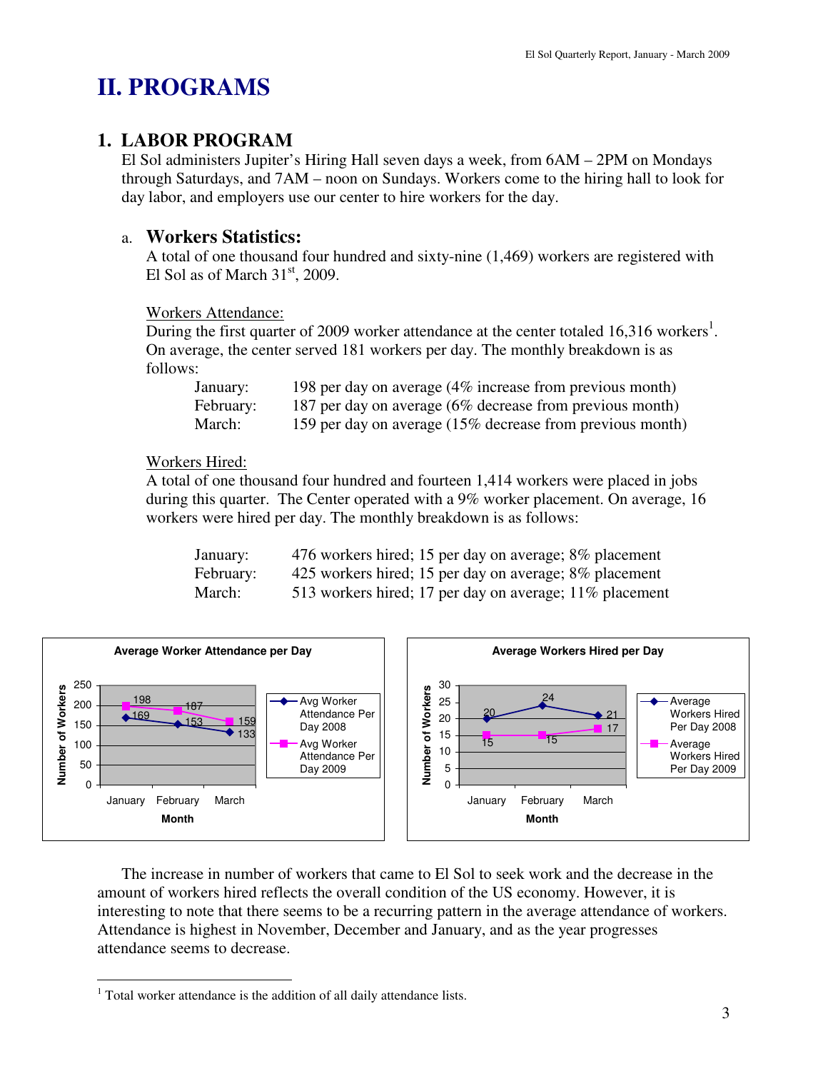# II. PROGRAMS

## 1. LABOR PROGRAM

El Sol administers Jupiter's Hiring Hall seven days a week, from 6AM – 2PM on Mondays through Saturdays, and 7AM – noon on Sundays. Workers come to the hiring hall to look for day labor, and employers use our center to hire workers for the day.

### a. Workers Statistics:

A total of one thousand four hundred and sixty-nine (1,469) workers are registered with El Sol as of March 31st, 2009.

Workers Attendance:

During the first quarter of 2009 worker attendance at the center totaled 16,316 workers[1]. On average, the center served 181 workers per day. The monthly breakdown is as follows:

- January: 198 per day on average (4% increase from previous month)
- February: 187 per day on average (6% decrease from previous month)
- March: 159 per day on average (15% decrease from previous month)

Workers Hired:

A total of one thousand four hundred and fourteen 1,414 workers were placed in jobs during this quarter. The Center operated with a 9% worker placement. On average, 16 workers were hired per day. The monthly breakdown is as follows:

- January: 476 workers hired; 15 per day on average; 8% placement
- February: 425 workers hired; 15 per day on average; 8% placement
- March: 513 workers hired; 17 per day on average; 11% placement

**Average Worker Attendance per Day**

| Month | Avg Worker Attendance Per Day 2008 | Avg Worker Attendance Per Day 2009 |
|---|---|---|
| January | 169 | 198 |
| February | 153 | 187 |
| March | 133 | 159 |

**Average Workers Hired per Day**

| Month | Average Workers Hired Per Day 2008 | Average Workers Hired Per Day 2009 |
|---|---|---|
| January | 20 | 15 |
| February | 24 | 15 |
| March | 21 | 17 |

The increase in number of workers that came to El Sol to seek work and the decrease in the amount of workers hired reflects the overall condition of the US economy. However, it is interesting to note that there seems to be a recurring pattern in the average attendance of workers. Attendance is highest in November, December and January, and as the year progresses attendance seems to decrease.

[1] Total worker attendance is the addition of all daily attendance lists.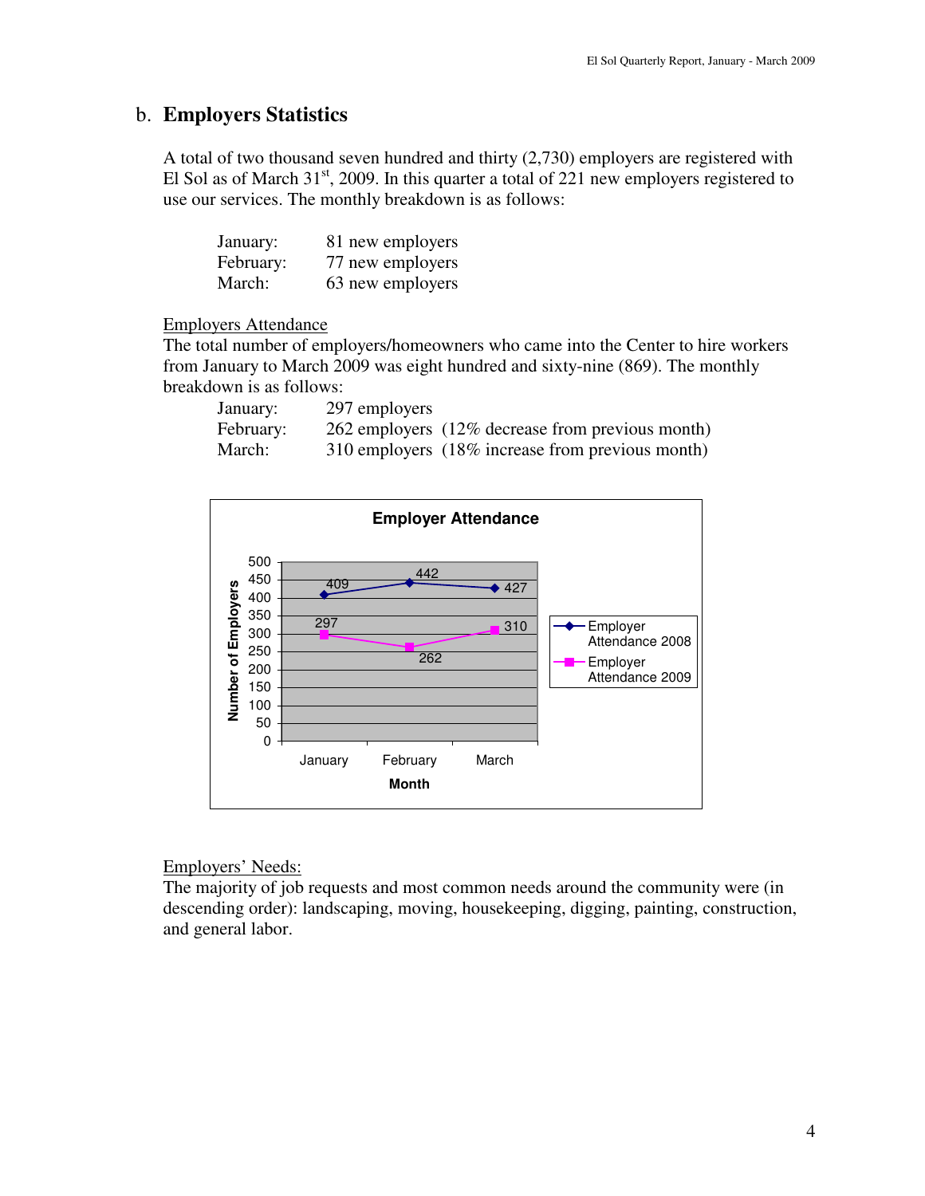## b. **Employers Statistics**

A total of two thousand seven hundred and thirty (2,730) employers are registered with El Sol as of March 31st, 2009. In this quarter a total of 221 new employers registered to use our services. The monthly breakdown is as follows:

| | |
|---|---|
| January: | 81 new employers |
| February: | 77 new employers |
| March: | 63 new employers |

<u>Employers Attendance</u>

The total number of employers/homeowners who came into the Center to hire workers from January to March 2009 was eight hundred and sixty-nine (869). The monthly breakdown is as follows:

| | |
|---|---|
| January: | 297 employers |
| February: | 262 employers (12% decrease from previous month) |
| March: | 310 employers (18% increase from previous month) |

**Employer Attendance**

| Month | Employer Attendance 2008 | Employer Attendance 2009 |
|---|---|---|
| January | 409 | 297 |
| February | 442 | 262 |
| March | 427 | 310 |

<u>Employers' Needs:</u>

The majority of job requests and most common needs around the community were (in descending order): landscaping, moving, housekeeping, digging, painting, construction, and general labor.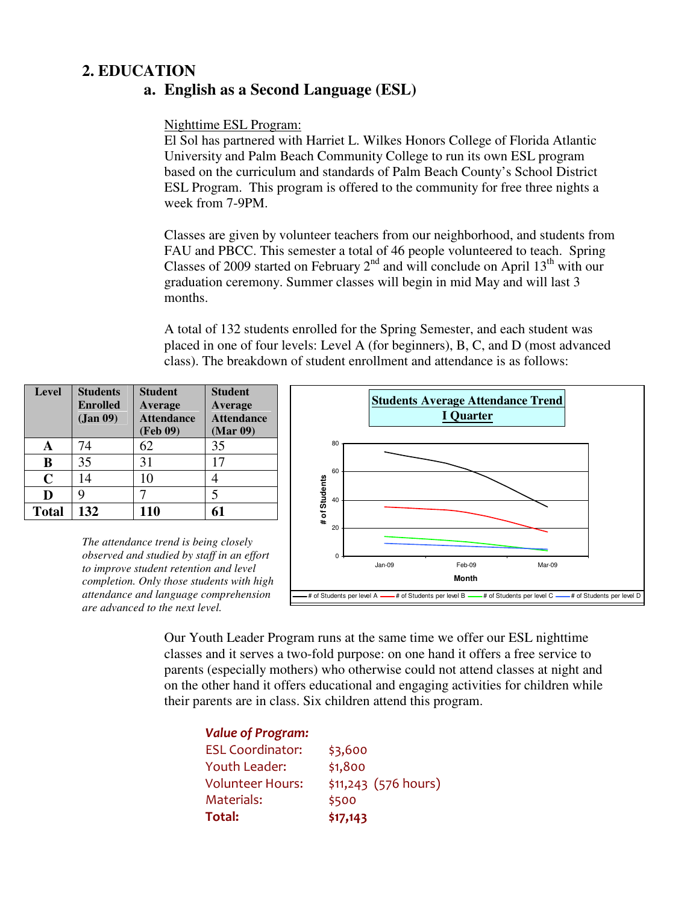## 2. EDUCATION

### a. English as a Second Language (ESL)

Nighttime ESL Program:

El Sol has partnered with Harriet L. Wilkes Honors College of Florida Atlantic University and Palm Beach Community College to run its own ESL program based on the curriculum and standards of Palm Beach County's School District ESL Program. This program is offered to the community for free three nights a week from 7-9PM.

Classes are given by volunteer teachers from our neighborhood, and students from FAU and PBCC. This semester a total of 46 people volunteered to teach. Spring Classes of 2009 started on February 2nd and will conclude on April 13th with our graduation ceremony. Summer classes will begin in mid May and will last 3 months.

A total of 132 students enrolled for the Spring Semester, and each student was placed in one of four levels: Level A (for beginners), B, C, and D (most advanced class). The breakdown of student enrollment and attendance is as follows:

| Level | Students Enrolled (Jan 09) | Student Average Attendance (Feb 09) | Student Average Attendance (Mar 09) |
|---|---|---|---|
| **A** | 74 | 62 | 35 |
| **B** | 35 | 31 | 17 |
| **C** | 14 | 10 | 4 |
| **D** | 9 | 7 | 5 |
| **Total** | **132** | **110** | **61** |

*The attendance trend is being closely observed and studied by staff in an effort to improve student retention and level completion. Only those students with high attendance and language comprehension are advanced to the next level.*

**Students Average Attendance Trend I Quarter**

Our Youth Leader Program runs at the same time we offer our ESL nighttime classes and it serves a two-fold purpose: on one hand it offers a free service to parents (especially mothers) who otherwise could not attend classes at night and on the other hand it offers educational and engaging activities for children while their parents are in class. Six children attend this program.

***Value of Program:***

| | |
|---|---|
| ESL Coordinator: | $3,600 |
| Youth Leader: | $1,800 |
| Volunteer Hours: | $11,243 (576 hours) |
| Materials: | $500 |
| **Total:** | **$17,143** |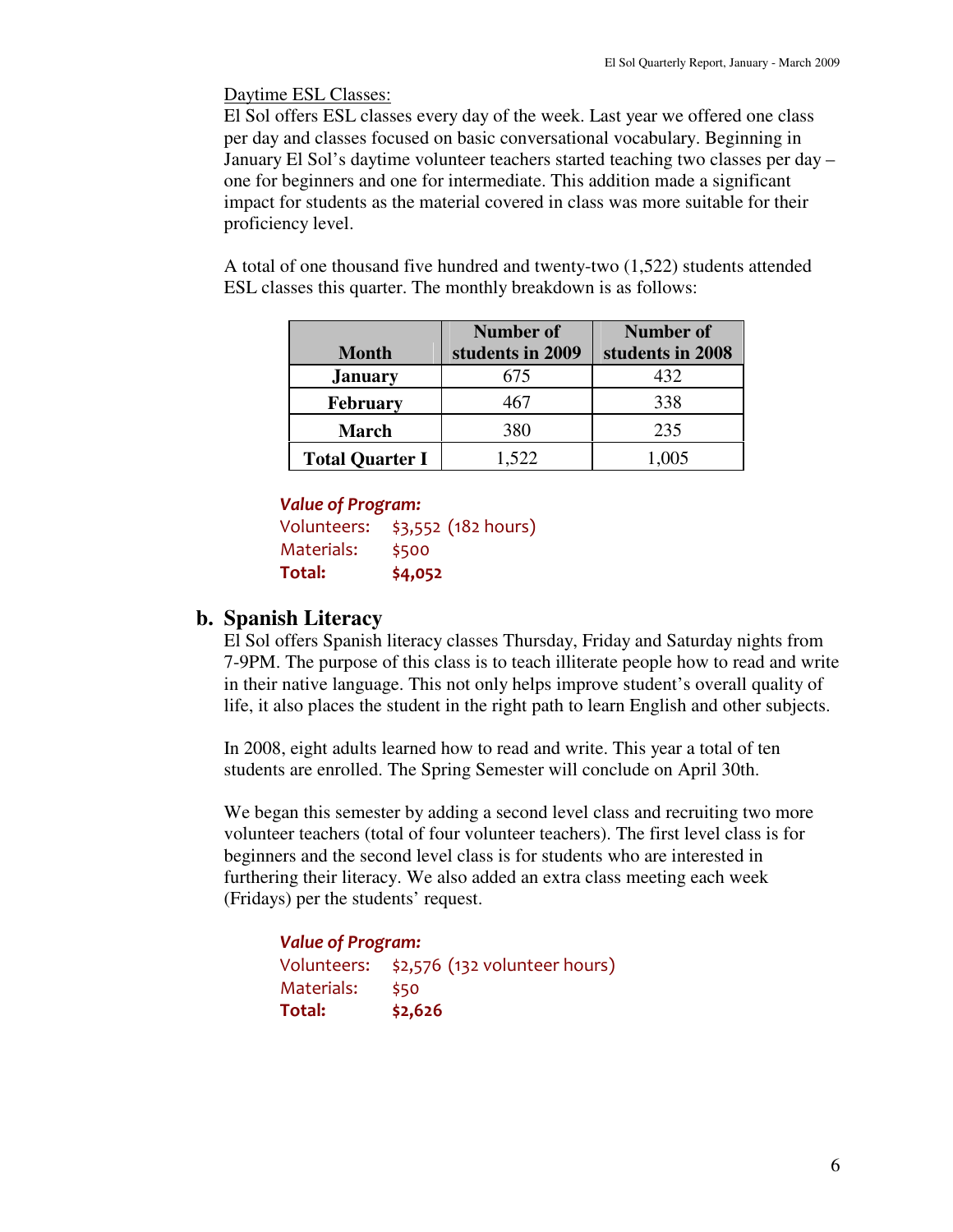Daytime ESL Classes:

El Sol offers ESL classes every day of the week. Last year we offered one class per day and classes focused on basic conversational vocabulary. Beginning in January El Sol's daytime volunteer teachers started teaching two classes per day – one for beginners and one for intermediate. This addition made a significant impact for students as the material covered in class was more suitable for their proficiency level.

A total of one thousand five hundred and twenty-two (1,522) students attended ESL classes this quarter. The monthly breakdown is as follows:

| Month | Number of students in 2009 | Number of students in 2008 |
|---|---|---|
| **January** | 675 | 432 |
| **February** | 467 | 338 |
| **March** | 380 | 235 |
| **Total Quarter I** | 1,522 | 1,005 |

***Value of Program:***

Volunteers: $3,552 (182 hours)
Materials: $500
**Total: $4,052**

## b. Spanish Literacy

El Sol offers Spanish literacy classes Thursday, Friday and Saturday nights from 7-9PM. The purpose of this class is to teach illiterate people how to read and write in their native language. This not only helps improve student's overall quality of life, it also places the student in the right path to learn English and other subjects.

In 2008, eight adults learned how to read and write. This year a total of ten students are enrolled. The Spring Semester will conclude on April 30th.

We began this semester by adding a second level class and recruiting two more volunteer teachers (total of four volunteer teachers). The first level class is for beginners and the second level class is for students who are interested in furthering their literacy. We also added an extra class meeting each week (Fridays) per the students' request.

***Value of Program:***

Volunteers: $2,576 (132 volunteer hours)
Materials: $50
**Total: $2,626**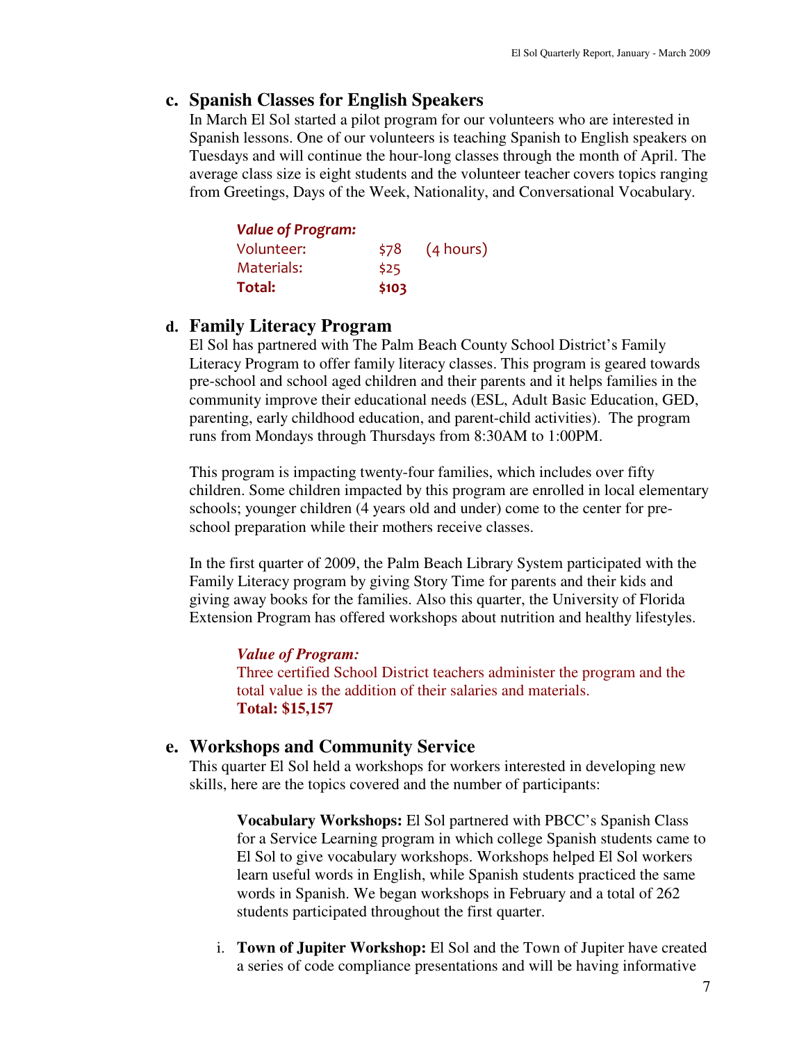## c. Spanish Classes for English Speakers

In March El Sol started a pilot program for our volunteers who are interested in Spanish lessons. One of our volunteers is teaching Spanish to English speakers on Tuesdays and will continue the hour-long classes through the month of April. The average class size is eight students and the volunteer teacher covers topics ranging from Greetings, Days of the Week, Nationality, and Conversational Vocabulary.

***Value of Program:***

| | | |
|---|---|---|
| Volunteer: | $78 | (4 hours) |
| Materials: | $25 | |
| **Total:** | **$103** | |

## d. Family Literacy Program

El Sol has partnered with The Palm Beach County School District's Family Literacy Program to offer family literacy classes. This program is geared towards pre-school and school aged children and their parents and it helps families in the community improve their educational needs (ESL, Adult Basic Education, GED, parenting, early childhood education, and parent-child activities). The program runs from Mondays through Thursdays from 8:30AM to 1:00PM.

This program is impacting twenty-four families, which includes over fifty children. Some children impacted by this program are enrolled in local elementary schools; younger children (4 years old and under) come to the center for pre-school preparation while their mothers receive classes.

In the first quarter of 2009, the Palm Beach Library System participated with the Family Literacy program by giving Story Time for parents and their kids and giving away books for the families. Also this quarter, the University of Florida Extension Program has offered workshops about nutrition and healthy lifestyles.

***Value of Program:***
Three certified School District teachers administer the program and the total value is the addition of their salaries and materials.
**Total: $15,157**

## e. Workshops and Community Service

This quarter El Sol held a workshops for workers interested in developing new skills, here are the topics covered and the number of participants:

**Vocabulary Workshops:** El Sol partnered with PBCC's Spanish Class for a Service Learning program in which college Spanish students came to El Sol to give vocabulary workshops. Workshops helped El Sol workers learn useful words in English, while Spanish students practiced the same words in Spanish. We began workshops in February and a total of 262 students participated throughout the first quarter.

i. **Town of Jupiter Workshop:** El Sol and the Town of Jupiter have created a series of code compliance presentations and will be having informative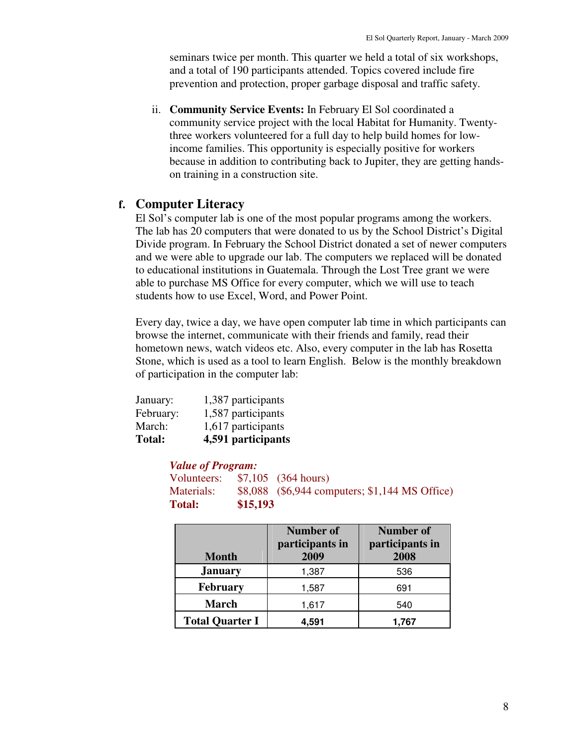seminars twice per month. This quarter we held a total of six workshops, and a total of 190 participants attended. Topics covered include fire prevention and protection, proper garbage disposal and traffic safety.

ii. **Community Service Events:** In February El Sol coordinated a community service project with the local Habitat for Humanity. Twenty-three workers volunteered for a full day to help build homes for low-income families. This opportunity is especially positive for workers because in addition to contributing back to Jupiter, they are getting hands-on training in a construction site.

## f. Computer Literacy

El Sol's computer lab is one of the most popular programs among the workers. The lab has 20 computers that were donated to us by the School District's Digital Divide program. In February the School District donated a set of newer computers and we were able to upgrade our lab. The computers we replaced will be donated to educational institutions in Guatemala. Through the Lost Tree grant we were able to purchase MS Office for every computer, which we will use to teach students how to use Excel, Word, and Power Point.

Every day, twice a day, we have open computer lab time in which participants can browse the internet, communicate with their friends and family, read their hometown news, watch videos etc. Also, every computer in the lab has Rosetta Stone, which is used as a tool to learn English. Below is the monthly breakdown of participation in the computer lab:

January: 1,387 participants
February: 1,587 participants
March: 1,617 participants
**Total: 4,591 participants**

***Value of Program:***
Volunteers: $7,105 (364 hours)
Materials: $8,088 ($6,944 computers; $1,144 MS Office)
**Total: $15,193**

| Month | Number of participants in 2009 | Number of participants in 2008 |
|---|---|---|
| **January** | 1,387 | 536 |
| **February** | 1,587 | 691 |
| **March** | 1,617 | 540 |
| **Total Quarter I** | **4,591** | **1,767** |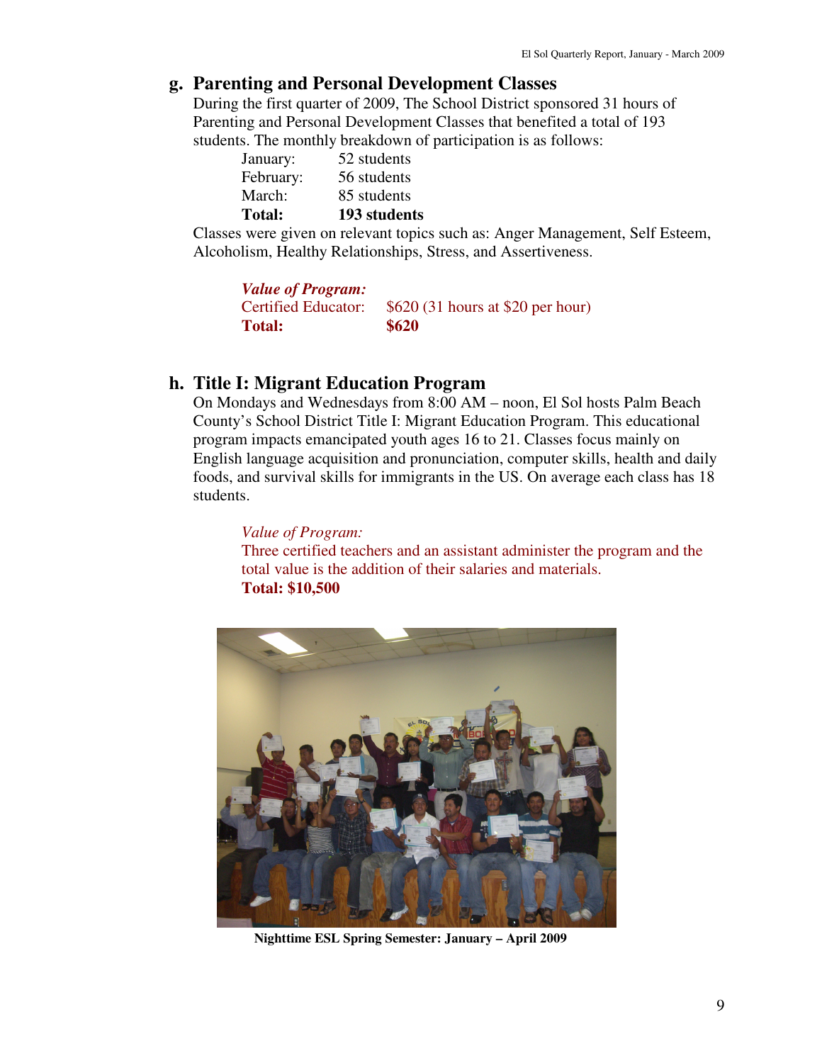## g. Parenting and Personal Development Classes

During the first quarter of 2009, The School District sponsored 31 hours of Parenting and Personal Development Classes that benefited a total of 193 students. The monthly breakdown of participation is as follows:

| | |
|---|---|
| January: | 52 students |
| February: | 56 students |
| March: | 85 students |
| **Total:** | **193 students** |

Classes were given on relevant topics such as: Anger Management, Self Esteem, Alcoholism, Healthy Relationships, Stress, and Assertiveness.

***Value of Program:***

| | |
|---|---|
| Certified Educator: | $620 (31 hours at $20 per hour) |
| **Total:** | **$620** |

## h. Title I: Migrant Education Program

On Mondays and Wednesdays from 8:00 AM – noon, El Sol hosts Palm Beach County's School District Title I: Migrant Education Program. This educational program impacts emancipated youth ages 16 to 21. Classes focus mainly on English language acquisition and pronunciation, computer skills, health and daily foods, and survival skills for immigrants in the US. On average each class has 18 students.

*Value of Program:*
Three certified teachers and an assistant administer the program and the total value is the addition of their salaries and materials.
**Total: $10,500**

**Nighttime ESL Spring Semester: January – April 2009**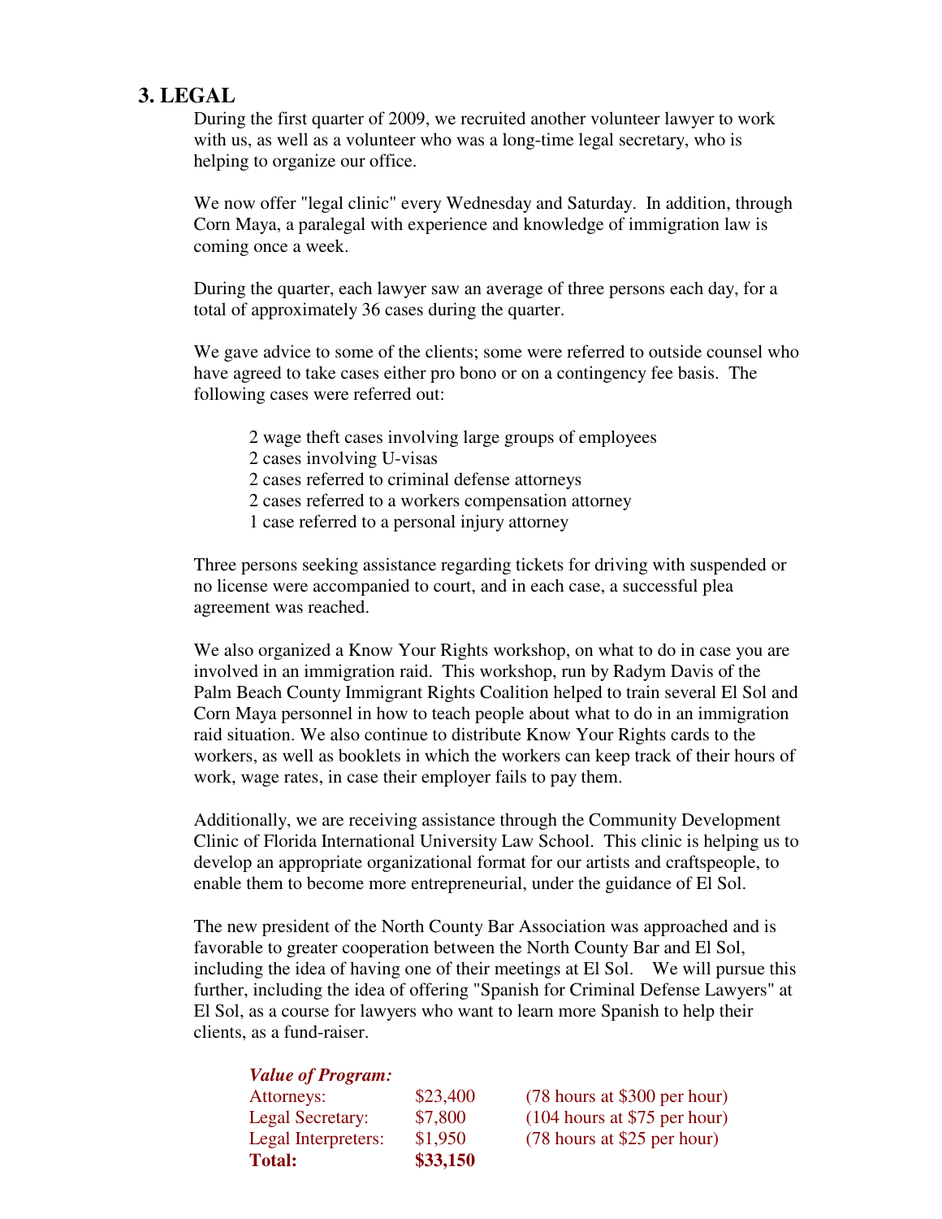## 3. LEGAL

During the first quarter of 2009, we recruited another volunteer lawyer to work with us, as well as a volunteer who was a long-time legal secretary, who is helping to organize our office.

We now offer "legal clinic" every Wednesday and Saturday. In addition, through Corn Maya, a paralegal with experience and knowledge of immigration law is coming once a week.

During the quarter, each lawyer saw an average of three persons each day, for a total of approximately 36 cases during the quarter.

We gave advice to some of the clients; some were referred to outside counsel who have agreed to take cases either pro bono or on a contingency fee basis. The following cases were referred out:

- 2 wage theft cases involving large groups of employees
- 2 cases involving U-visas
- 2 cases referred to criminal defense attorneys
- 2 cases referred to a workers compensation attorney
- 1 case referred to a personal injury attorney

Three persons seeking assistance regarding tickets for driving with suspended or no license were accompanied to court, and in each case, a successful plea agreement was reached.

We also organized a Know Your Rights workshop, on what to do in case you are involved in an immigration raid. This workshop, run by Radym Davis of the Palm Beach County Immigrant Rights Coalition helped to train several El Sol and Corn Maya personnel in how to teach people about what to do in an immigration raid situation. We also continue to distribute Know Your Rights cards to the workers, as well as booklets in which the workers can keep track of their hours of work, wage rates, in case their employer fails to pay them.

Additionally, we are receiving assistance through the Community Development Clinic of Florida International University Law School. This clinic is helping us to develop an appropriate organizational format for our artists and craftspeople, to enable them to become more entrepreneurial, under the guidance of El Sol.

The new president of the North County Bar Association was approached and is favorable to greater cooperation between the North County Bar and El Sol, including the idea of having one of their meetings at El Sol. We will pursue this further, including the idea of offering "Spanish for Criminal Defense Lawyers" at El Sol, as a course for lawyers who want to learn more Spanish to help their clients, as a fund-raiser.

***Value of Program:***

| | | |
|---|---|---|
| Attorneys: | $23,400 | (78 hours at $300 per hour) |
| Legal Secretary: | $7,800 | (104 hours at $75 per hour) |
| Legal Interpreters: | $1,950 | (78 hours at $25 per hour) |
| **Total:** | **$33,150** | |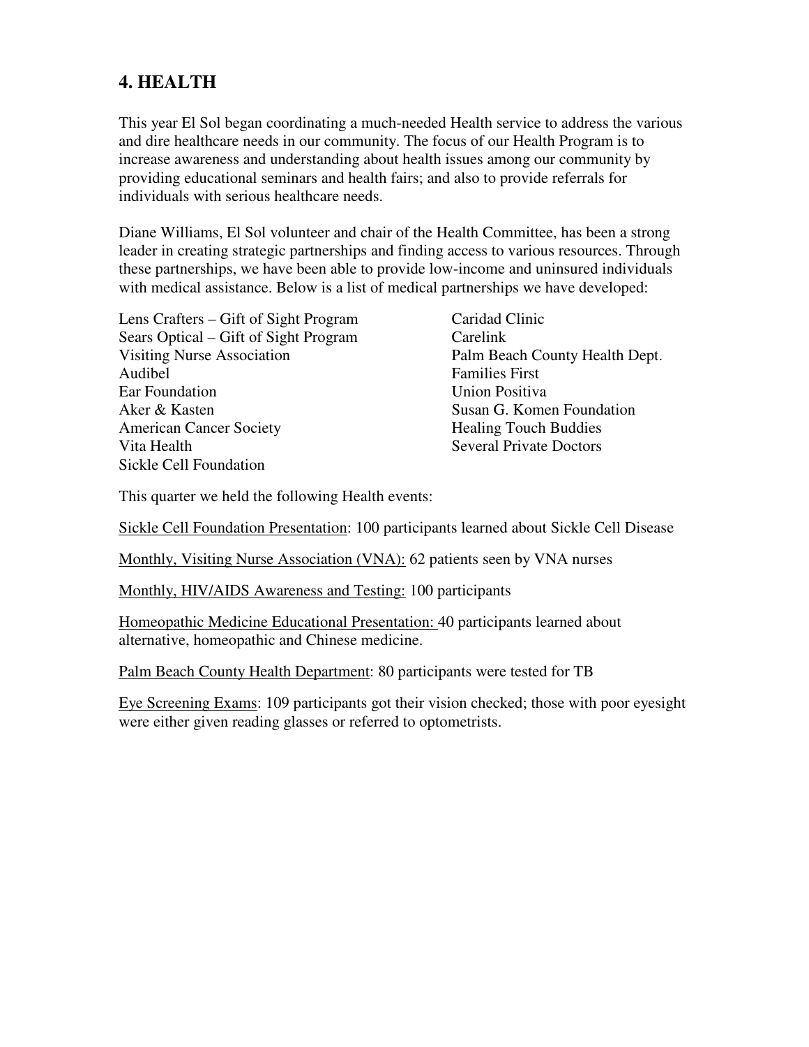## 4. HEALTH

This year El Sol began coordinating a much-needed Health service to address the various and dire healthcare needs in our community. The focus of our Health Program is to increase awareness and understanding about health issues among our community by providing educational seminars and health fairs; and also to provide referrals for individuals with serious healthcare needs.

Diane Williams, El Sol volunteer and chair of the Health Committee, has been a strong leader in creating strategic partnerships and finding access to various resources. Through these partnerships, we have been able to provide low-income and uninsured individuals with medical assistance. Below is a list of medical partnerships we have developed:

- Lens Crafters – Gift of Sight Program
- Sears Optical – Gift of Sight Program
- Visiting Nurse Association
- Audibel
- Ear Foundation
- Aker & Kasten
- American Cancer Society
- Vita Health
- Sickle Cell Foundation
- Caridad Clinic
- Carelink
- Palm Beach County Health Dept.
- Families First
- Union Positiva
- Susan G. Komen Foundation
- Healing Touch Buddies
- Several Private Doctors

This quarter we held the following Health events:

<u>Sickle Cell Foundation Presentation</u>: 100 participants learned about Sickle Cell Disease

<u>Monthly, Visiting Nurse Association (VNA):</u> 62 patients seen by VNA nurses

<u>Monthly, HIV/AIDS Awareness and Testing:</u> 100 participants

<u>Homeopathic Medicine Educational Presentation:</u> 40 participants learned about alternative, homeopathic and Chinese medicine.

<u>Palm Beach County Health Department</u>: 80 participants were tested for TB

<u>Eye Screening Exams</u>: 109 participants got their vision checked; those with poor eyesight were either given reading glasses or referred to optometrists.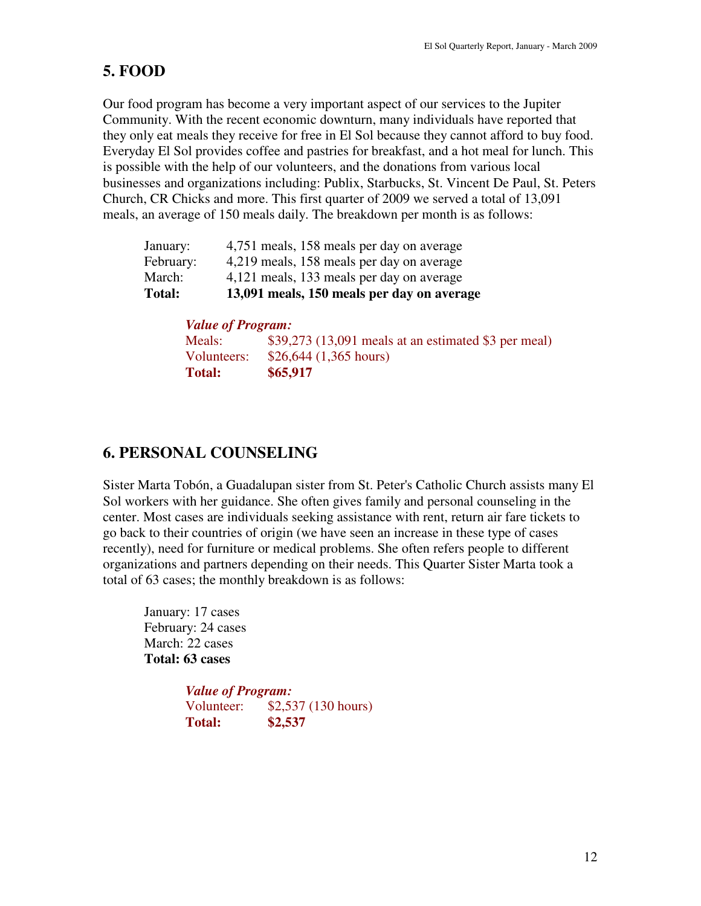## 5. FOOD

Our food program has become a very important aspect of our services to the Jupiter Community. With the recent economic downturn, many individuals have reported that they only eat meals they receive for free in El Sol because they cannot afford to buy food. Everyday El Sol provides coffee and pastries for breakfast, and a hot meal for lunch. This is possible with the help of our volunteers, and the donations from various local businesses and organizations including: Publix, Starbucks, St. Vincent De Paul, St. Peters Church, CR Chicks and more. This first quarter of 2009 we served a total of 13,091 meals, an average of 150 meals daily. The breakdown per month is as follows:

| | |
|---|---|
| January: | 4,751 meals, 158 meals per day on average |
| February: | 4,219 meals, 158 meals per day on average |
| March: | 4,121 meals, 133 meals per day on average |
| **Total:** | **13,091 meals, 150 meals per day on average** |

***Value of Program:***

| | |
|---|---|
| Meals: | $39,273 (13,091 meals at an estimated $3 per meal) |
| Volunteers: | $26,644 (1,365 hours) |
| **Total:** | **$65,917** |

## 6. PERSONAL COUNSELING

Sister Marta Tobón, a Guadalupan sister from St. Peter's Catholic Church assists many El Sol workers with her guidance. She often gives family and personal counseling in the center. Most cases are individuals seeking assistance with rent, return air fare tickets to go back to their countries of origin (we have seen an increase in these type of cases recently), need for furniture or medical problems. She often refers people to different organizations and partners depending on their needs. This Quarter Sister Marta took a total of 63 cases; the monthly breakdown is as follows:

January: 17 cases
February: 24 cases
March: 22 cases
**Total: 63 cases**

***Value of Program:***

| | |
|---|---|
| Volunteer: | $2,537 (130 hours) |
| **Total:** | **$2,537** |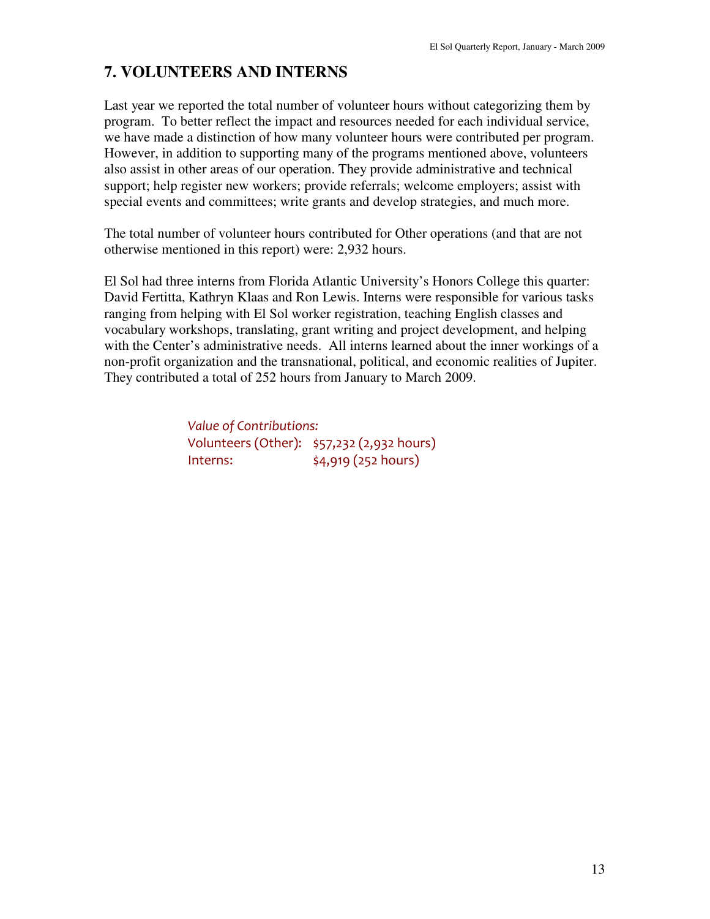## 7. VOLUNTEERS AND INTERNS

Last year we reported the total number of volunteer hours without categorizing them by program. To better reflect the impact and resources needed for each individual service, we have made a distinction of how many volunteer hours were contributed per program. However, in addition to supporting many of the programs mentioned above, volunteers also assist in other areas of our operation. They provide administrative and technical support; help register new workers; provide referrals; welcome employers; assist with special events and committees; write grants and develop strategies, and much more.

The total number of volunteer hours contributed for Other operations (and that are not otherwise mentioned in this report) were: 2,932 hours.

El Sol had three interns from Florida Atlantic University's Honors College this quarter: David Fertitta, Kathryn Klaas and Ron Lewis. Interns were responsible for various tasks ranging from helping with El Sol worker registration, teaching English classes and vocabulary workshops, translating, grant writing and project development, and helping with the Center's administrative needs. All interns learned about the inner workings of a non-profit organization and the transnational, political, and economic realities of Jupiter. They contributed a total of 252 hours from January to March 2009.

*Value of Contributions:*

Volunteers (Other): $57,232 (2,932 hours)
Interns: $4,919 (252 hours)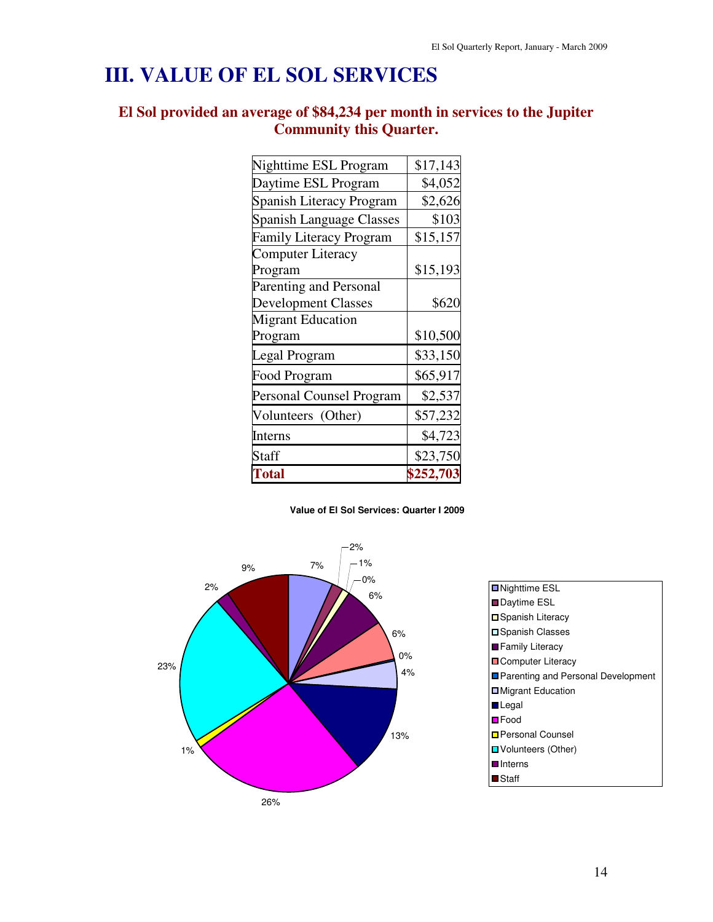# III. VALUE OF EL SOL SERVICES

## El Sol provided an average of $84,234 per month in services to the Jupiter Community this Quarter.

| Program | Value |
|---|---|
| Nighttime ESL Program | $17,143 |
| Daytime ESL Program | $4,052 |
| Spanish Literacy Program | $2,626 |
| Spanish Language Classes | $103 |
| Family Literacy Program | $15,157 |
| Computer Literacy Program | $15,193 |
| Parenting and Personal Development Classes | $620 |
| Migrant Education Program | $10,500 |
| Legal Program | $33,150 |
| Food Program | $65,917 |
| Personal Counsel Program | $2,537 |
| Volunteers (Other) | $57,232 |
| Interns | $4,723 |
| Staff | $23,750 |
| **Total** | **$252,703** |

**Value of El Sol Services: Quarter I 2009**

| Category | Percentage |
|---|---|
| Nighttime ESL | 7% |
| Daytime ESL | 2% |
| Spanish Literacy | 1% |
| Spanish Classes | 0% |
| Family Literacy | 6% |
| Computer Literacy | 6% |
| Parenting and Personal Development | 0% |
| Migrant Education | 4% |
| Legal | 13% |
| Food | 26% |
| Personal Counsel | 1% |
| Volunteers (Other) | 23% |
| Interns | 2% |
| Staff | 9% |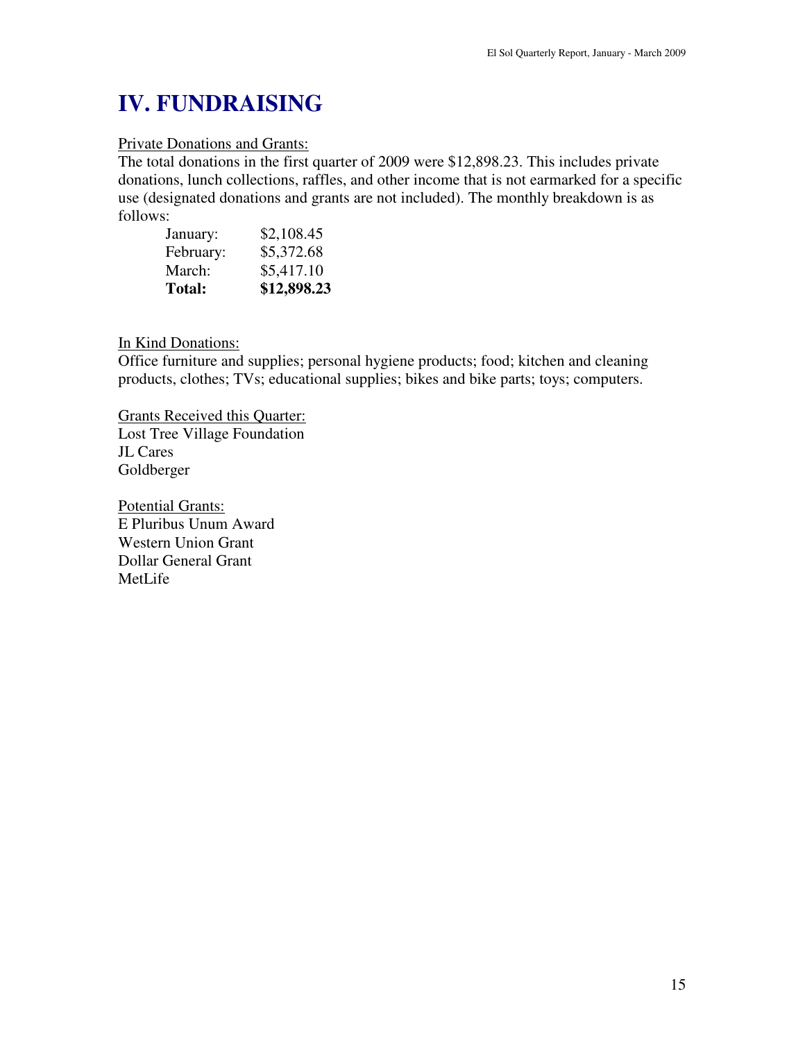# IV. FUNDRAISING

Private Donations and Grants:

The total donations in the first quarter of 2009 were $12,898.23. This includes private donations, lunch collections, raffles, and other income that is not earmarked for a specific use (designated donations and grants are not included). The monthly breakdown is as follows:

| | |
|---|---|
| January: | $2,108.45 |
| February: | $5,372.68 |
| March: | $5,417.10 |
| **Total:** | **$12,898.23** |

In Kind Donations:

Office furniture and supplies; personal hygiene products; food; kitchen and cleaning products, clothes; TVs; educational supplies; bikes and bike parts; toys; computers.

Grants Received this Quarter:

Lost Tree Village Foundation
JL Cares
Goldberger

Potential Grants:

E Pluribus Unum Award
Western Union Grant
Dollar General Grant
MetLife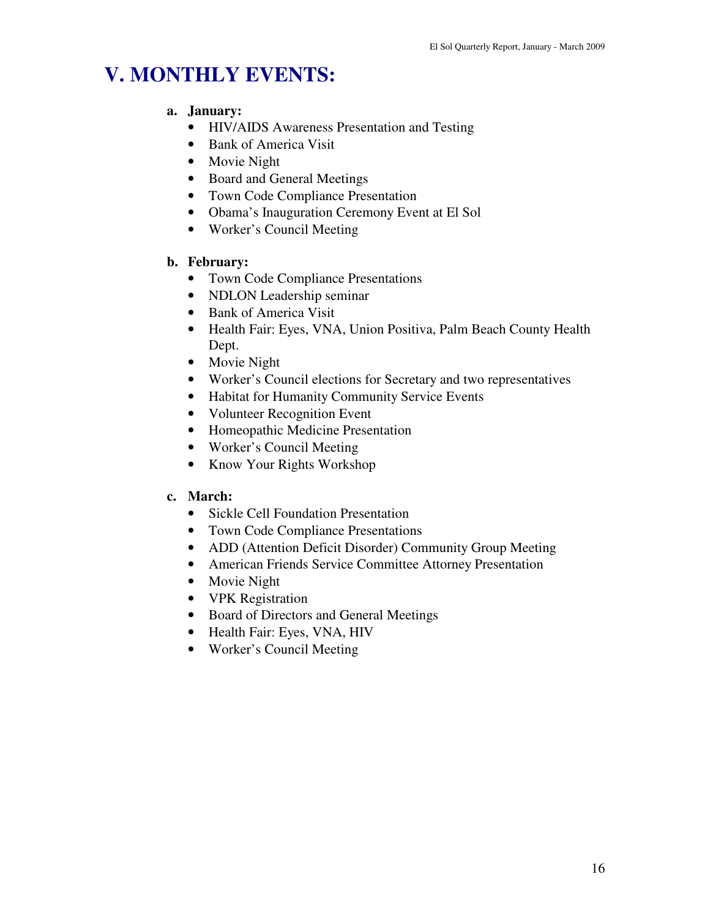# V. MONTHLY EVENTS:

a. **January:**
   - HIV/AIDS Awareness Presentation and Testing
   - Bank of America Visit
   - Movie Night
   - Board and General Meetings
   - Town Code Compliance Presentation
   - Obama's Inauguration Ceremony Event at El Sol
   - Worker's Council Meeting

b. **February:**
   - Town Code Compliance Presentations
   - NDLON Leadership seminar
   - Bank of America Visit
   - Health Fair: Eyes, VNA, Union Positiva, Palm Beach County Health Dept.
   - Movie Night
   - Worker's Council elections for Secretary and two representatives
   - Habitat for Humanity Community Service Events
   - Volunteer Recognition Event
   - Homeopathic Medicine Presentation
   - Worker's Council Meeting
   - Know Your Rights Workshop

c. **March:**
   - Sickle Cell Foundation Presentation
   - Town Code Compliance Presentations
   - ADD (Attention Deficit Disorder) Community Group Meeting
   - American Friends Service Committee Attorney Presentation
   - Movie Night
   - VPK Registration
   - Board of Directors and General Meetings
   - Health Fair: Eyes, VNA, HIV
   - Worker's Council Meeting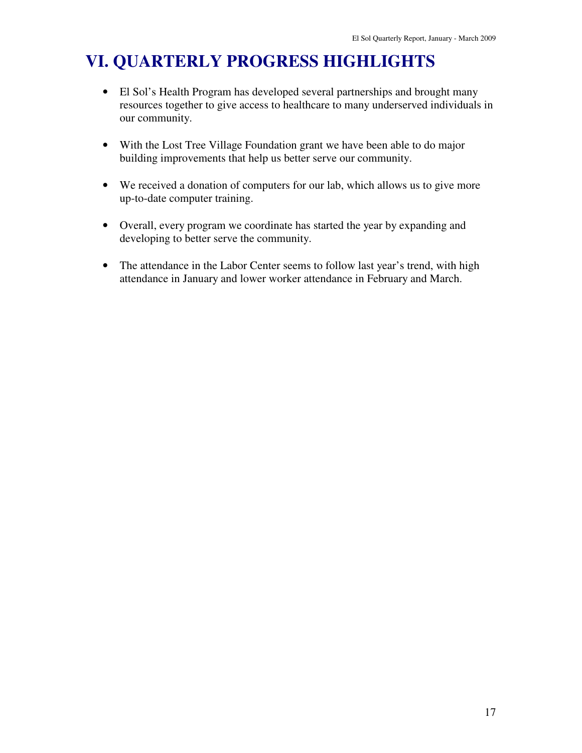# VI. QUARTERLY PROGRESS HIGHLIGHTS

- El Sol's Health Program has developed several partnerships and brought many resources together to give access to healthcare to many underserved individuals in our community.

- With the Lost Tree Village Foundation grant we have been able to do major building improvements that help us better serve our community.

- We received a donation of computers for our lab, which allows us to give more up-to-date computer training.

- Overall, every program we coordinate has started the year by expanding and developing to better serve the community.

- The attendance in the Labor Center seems to follow last year's trend, with high attendance in January and lower worker attendance in February and March.